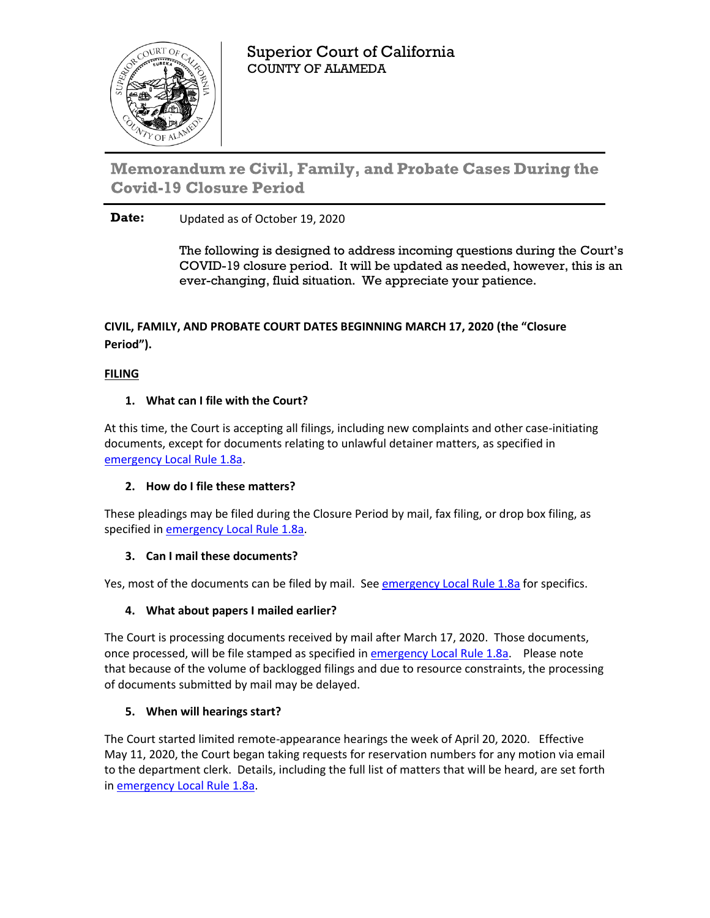Superior Court of California
COUNTY OF ALAMEDA

# Memorandum re Civil, Family, and Probate Cases During the Covid-19 Closure Period

**Date:** Updated as of October 19, 2020

The following is designed to address incoming questions during the Court's COVID-19 closure period. It will be updated as needed, however, this is an ever-changing, fluid situation. We appreciate your patience.

**CIVIL, FAMILY, AND PROBATE COURT DATES BEGINNING MARCH 17, 2020 (the "Closure Period").**

## FILING

### 1. What can I file with the Court?

At this time, the Court is accepting all filings, including new complaints and other case-initiating documents, except for documents relating to unlawful detainer matters, as specified in emergency Local Rule 1.8a.

### 2. How do I file these matters?

These pleadings may be filed during the Closure Period by mail, fax filing, or drop box filing, as specified in emergency Local Rule 1.8a.

### 3. Can I mail these documents?

Yes, most of the documents can be filed by mail. See emergency Local Rule 1.8a for specifics.

### 4. What about papers I mailed earlier?

The Court is processing documents received by mail after March 17, 2020. Those documents, once processed, will be file stamped as specified in emergency Local Rule 1.8a. Please note that because of the volume of backlogged filings and due to resource constraints, the processing of documents submitted by mail may be delayed.

### 5. When will hearings start?

The Court started limited remote-appearance hearings the week of April 20, 2020. Effective May 11, 2020, the Court began taking requests for reservation numbers for any motion via email to the department clerk. Details, including the full list of matters that will be heard, are set forth in emergency Local Rule 1.8a.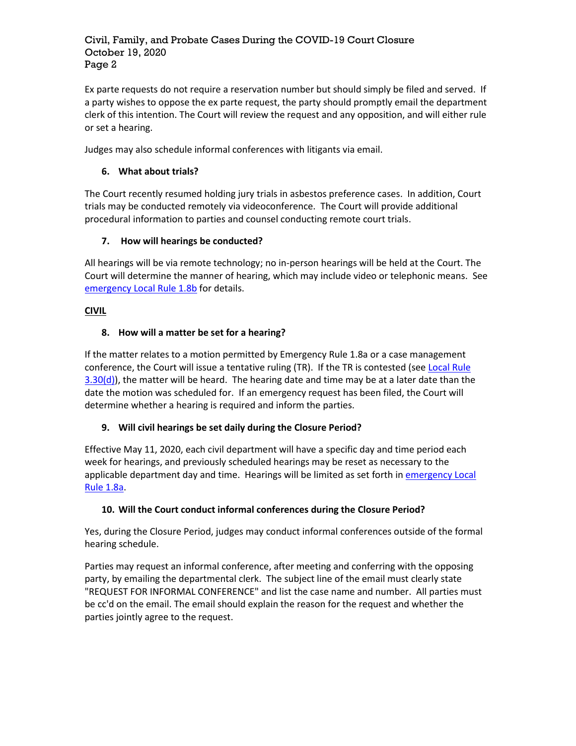Ex parte requests do not require a reservation number but should simply be filed and served. If a party wishes to oppose the ex parte request, the party should promptly email the department clerk of this intention. The Court will review the request and any opposition, and will either rule or set a hearing.

Judges may also schedule informal conferences with litigants via email.

### 6. What about trials?

The Court recently resumed holding jury trials in asbestos preference cases. In addition, Court trials may be conducted remotely via videoconference. The Court will provide additional procedural information to parties and counsel conducting remote court trials.

### 7. How will hearings be conducted?

All hearings will be via remote technology; no in-person hearings will be held at the Court. The Court will determine the manner of hearing, which may include video or telephonic means. See emergency Local Rule 1.8b for details.

## CIVIL

### 8. How will a matter be set for a hearing?

If the matter relates to a motion permitted by Emergency Rule 1.8a or a case management conference, the Court will issue a tentative ruling (TR). If the TR is contested (see Local Rule 3.30(d)), the matter will be heard. The hearing date and time may be at a later date than the date the motion was scheduled for. If an emergency request has been filed, the Court will determine whether a hearing is required and inform the parties.

### 9. Will civil hearings be set daily during the Closure Period?

Effective May 11, 2020, each civil department will have a specific day and time period each week for hearings, and previously scheduled hearings may be reset as necessary to the applicable department day and time. Hearings will be limited as set forth in emergency Local Rule 1.8a.

### 10. Will the Court conduct informal conferences during the Closure Period?

Yes, during the Closure Period, judges may conduct informal conferences outside of the formal hearing schedule.

Parties may request an informal conference, after meeting and conferring with the opposing party, by emailing the departmental clerk. The subject line of the email must clearly state "REQUEST FOR INFORMAL CONFERENCE" and list the case name and number. All parties must be cc'd on the email. The email should explain the reason for the request and whether the parties jointly agree to the request.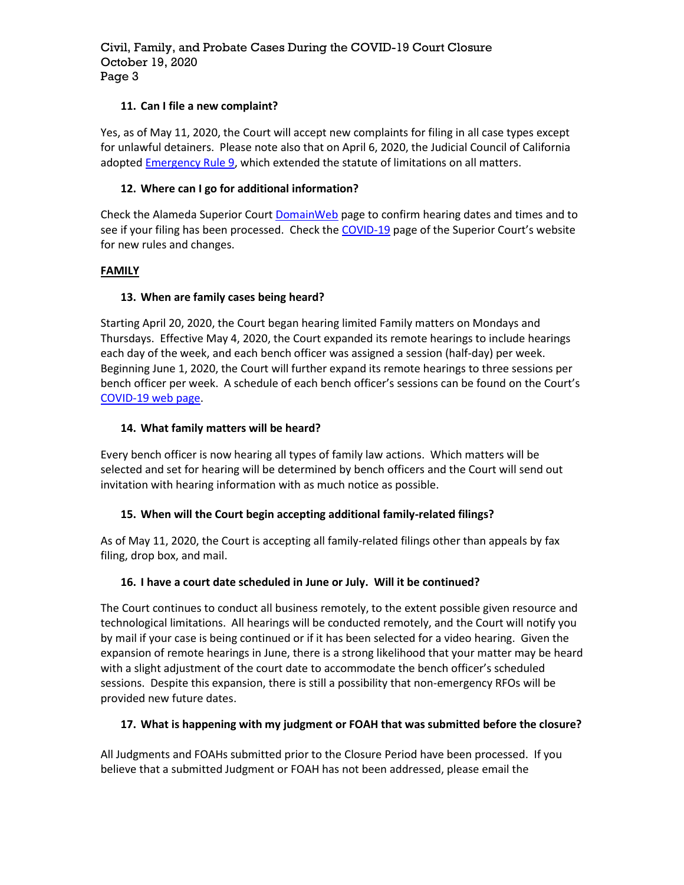**11. Can I file a new complaint?**

Yes, as of May 11, 2020, the Court will accept new complaints for filing in all case types except for unlawful detainers. Please note also that on April 6, 2020, the Judicial Council of California adopted Emergency Rule 9, which extended the statute of limitations on all matters.

**12. Where can I go for additional information?**

Check the Alameda Superior Court DomainWeb page to confirm hearing dates and times and to see if your filing has been processed. Check the COVID-19 page of the Superior Court's website for new rules and changes.

## FAMILY

**13. When are family cases being heard?**

Starting April 20, 2020, the Court began hearing limited Family matters on Mondays and Thursdays. Effective May 4, 2020, the Court expanded its remote hearings to include hearings each day of the week, and each bench officer was assigned a session (half-day) per week. Beginning June 1, 2020, the Court will further expand its remote hearings to three sessions per bench officer per week. A schedule of each bench officer's sessions can be found on the Court's COVID-19 web page.

**14. What family matters will be heard?**

Every bench officer is now hearing all types of family law actions. Which matters will be selected and set for hearing will be determined by bench officers and the Court will send out invitation with hearing information with as much notice as possible.

**15. When will the Court begin accepting additional family-related filings?**

As of May 11, 2020, the Court is accepting all family-related filings other than appeals by fax filing, drop box, and mail.

**16. I have a court date scheduled in June or July. Will it be continued?**

The Court continues to conduct all business remotely, to the extent possible given resource and technological limitations. All hearings will be conducted remotely, and the Court will notify you by mail if your case is being continued or if it has been selected for a video hearing. Given the expansion of remote hearings in June, there is a strong likelihood that your matter may be heard with a slight adjustment of the court date to accommodate the bench officer's scheduled sessions. Despite this expansion, there is still a possibility that non-emergency RFOs will be provided new future dates.

**17. What is happening with my judgment or FOAH that was submitted before the closure?**

All Judgments and FOAHs submitted prior to the Closure Period have been processed. If you believe that a submitted Judgment or FOAH has not been addressed, please email the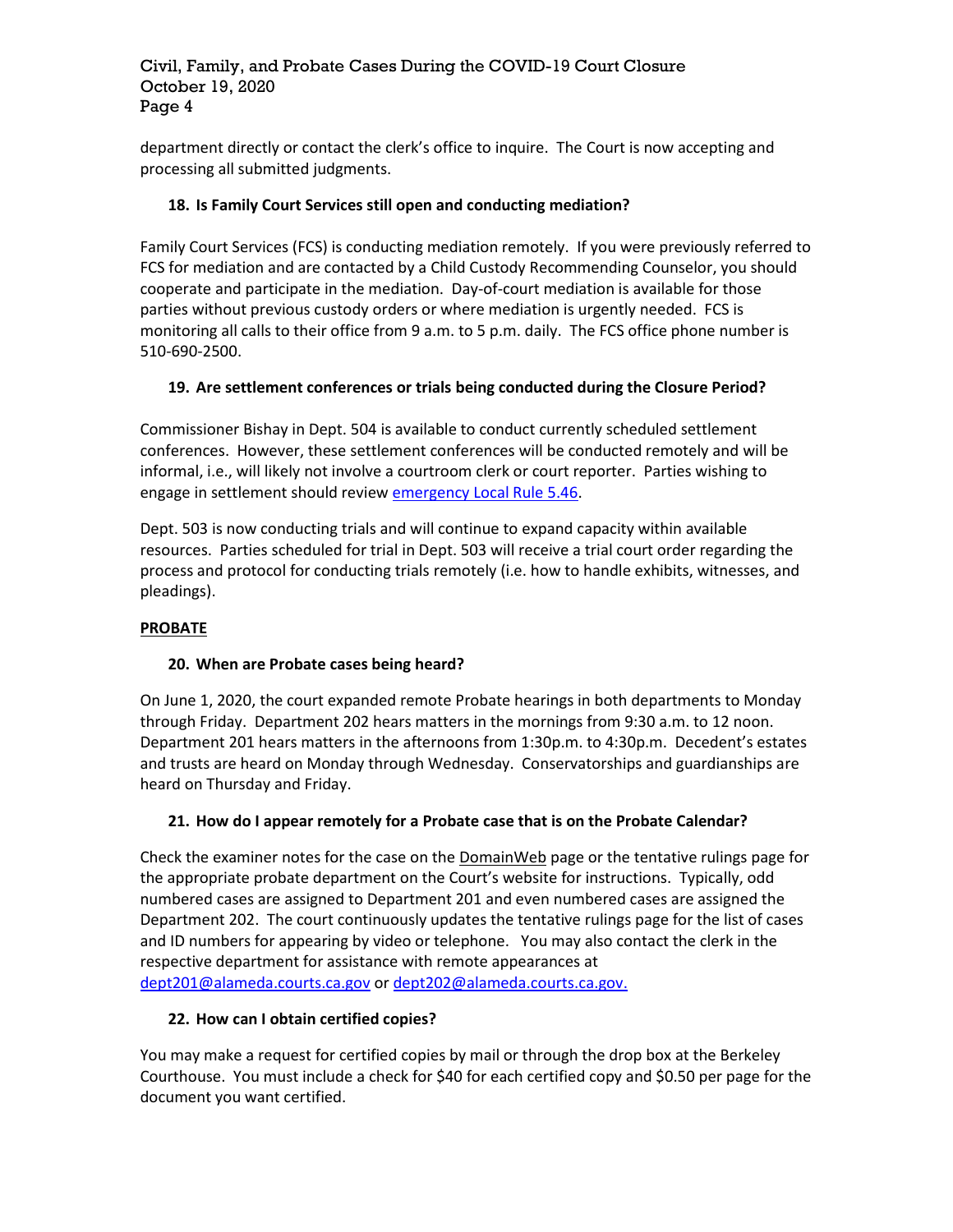department directly or contact the clerk's office to inquire. The Court is now accepting and processing all submitted judgments.

**18. Is Family Court Services still open and conducting mediation?**

Family Court Services (FCS) is conducting mediation remotely. If you were previously referred to FCS for mediation and are contacted by a Child Custody Recommending Counselor, you should cooperate and participate in the mediation. Day-of-court mediation is available for those parties without previous custody orders or where mediation is urgently needed. FCS is monitoring all calls to their office from 9 a.m. to 5 p.m. daily. The FCS office phone number is 510-690-2500.

**19. Are settlement conferences or trials being conducted during the Closure Period?**

Commissioner Bishay in Dept. 504 is available to conduct currently scheduled settlement conferences. However, these settlement conferences will be conducted remotely and will be informal, i.e., will likely not involve a courtroom clerk or court reporter. Parties wishing to engage in settlement should review emergency Local Rule 5.46.

Dept. 503 is now conducting trials and will continue to expand capacity within available resources. Parties scheduled for trial in Dept. 503 will receive a trial court order regarding the process and protocol for conducting trials remotely (i.e. how to handle exhibits, witnesses, and pleadings).

## PROBATE

**20. When are Probate cases being heard?**

On June 1, 2020, the court expanded remote Probate hearings in both departments to Monday through Friday. Department 202 hears matters in the mornings from 9:30 a.m. to 12 noon. Department 201 hears matters in the afternoons from 1:30p.m. to 4:30p.m. Decedent's estates and trusts are heard on Monday through Wednesday. Conservatorships and guardianships are heard on Thursday and Friday.

**21. How do I appear remotely for a Probate case that is on the Probate Calendar?**

Check the examiner notes for the case on the DomainWeb page or the tentative rulings page for the appropriate probate department on the Court's website for instructions. Typically, odd numbered cases are assigned to Department 201 and even numbered cases are assigned the Department 202. The court continuously updates the tentative rulings page for the list of cases and ID numbers for appearing by video or telephone. You may also contact the clerk in the respective department for assistance with remote appearances at dept201@alameda.courts.ca.gov or dept202@alameda.courts.ca.gov.

**22. How can I obtain certified copies?**

You may make a request for certified copies by mail or through the drop box at the Berkeley Courthouse. You must include a check for $40 for each certified copy and $0.50 per page for the document you want certified.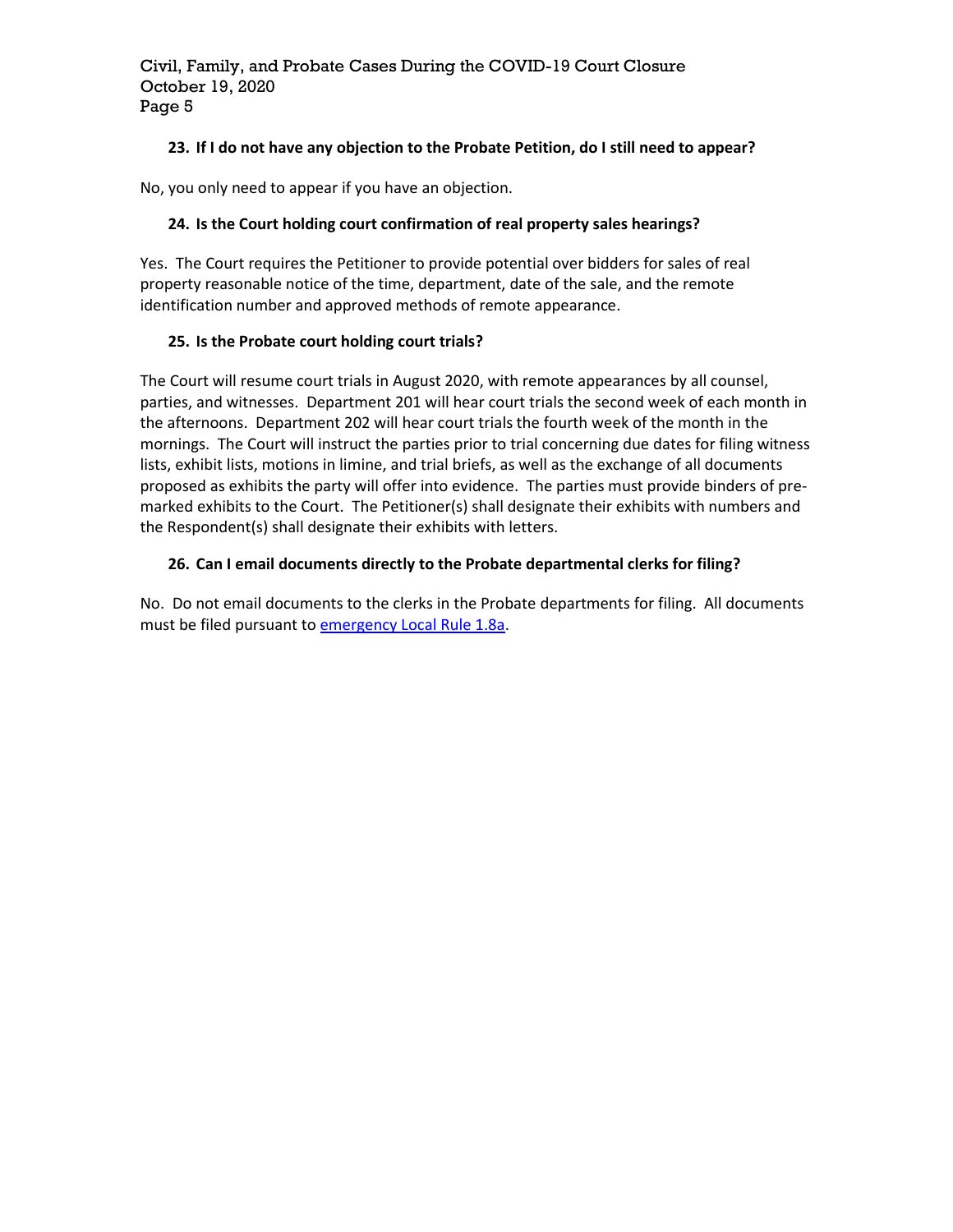### 23. If I do not have any objection to the Probate Petition, do I still need to appear?

No, you only need to appear if you have an objection.

### 24. Is the Court holding court confirmation of real property sales hearings?

Yes. The Court requires the Petitioner to provide potential over bidders for sales of real property reasonable notice of the time, department, date of the sale, and the remote identification number and approved methods of remote appearance.

### 25. Is the Probate court holding court trials?

The Court will resume court trials in August 2020, with remote appearances by all counsel, parties, and witnesses. Department 201 will hear court trials the second week of each month in the afternoons. Department 202 will hear court trials the fourth week of the month in the mornings. The Court will instruct the parties prior to trial concerning due dates for filing witness lists, exhibit lists, motions in limine, and trial briefs, as well as the exchange of all documents proposed as exhibits the party will offer into evidence. The parties must provide binders of pre-marked exhibits to the Court. The Petitioner(s) shall designate their exhibits with numbers and the Respondent(s) shall designate their exhibits with letters.

### 26. Can I email documents directly to the Probate departmental clerks for filing?

No. Do not email documents to the clerks in the Probate departments for filing. All documents must be filed pursuant to emergency Local Rule 1.8a.